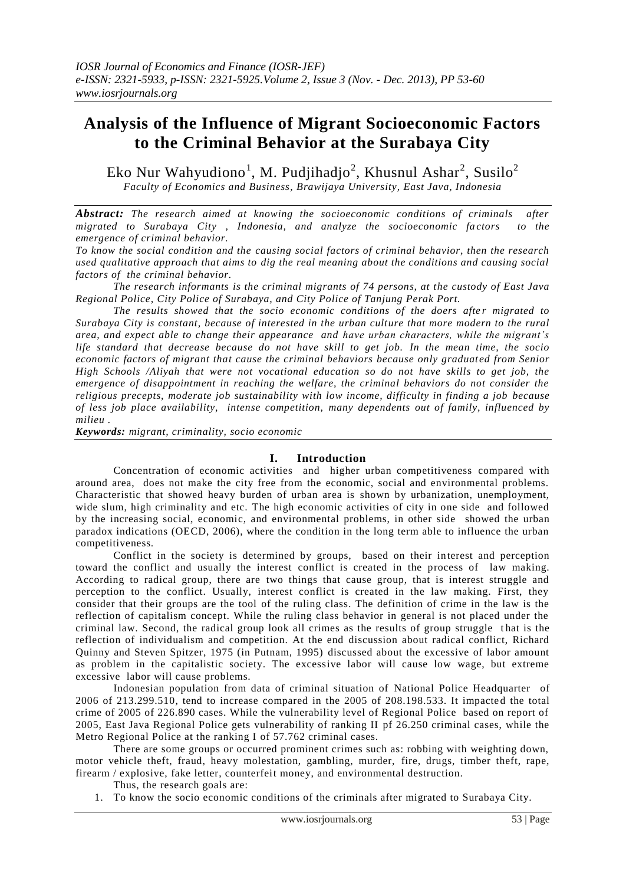*IOSR Journal of Economics and Finance (IOSR-JEF)*
*e-ISSN: 2321-5933, p-ISSN: 2321-5925.Volume 2, Issue 3 (Nov. - Dec. 2013), PP 53-60*
*www.iosrjournals.org*

# Analysis of the Influence of Migrant Socioeconomic Factors to the Criminal Behavior at the Surabaya City

Eko Nur Wahyudiono[1], M. Pudjihadjo[2], Khusnul Ashar[2], Susilo[2]

*Faculty of Economics and Business, Brawijaya University, East Java, Indonesia*

***Abstract:*** *The research aimed at knowing the socioeconomic conditions of criminals after migrated to Surabaya City , Indonesia, and analyze the socioeconomic factors to the emergence of criminal behavior.*

*To know the social condition and the causing social factors of criminal behavior, then the research used qualitative approach that aims to dig the real meaning about the conditions and causing social factors of the criminal behavior.*

*The research informants is the criminal migrants of 74 persons, at the custody of East Java Regional Police, City Police of Surabaya, and City Police of Tanjung Perak Port.*

*The results showed that the socio economic conditions of the doers after migrated to Surabaya City is constant, because of interested in the urban culture that more modern to the rural area, and expect able to change their appearance and have urban characters, while the migrant's life standard that decrease because do not have skill to get job. In the mean time, the socio economic factors of migrant that cause the criminal behaviors because only graduated from Senior High Schools /Aliyah that were not vocational education so do not have skills to get job, the emergence of disappointment in reaching the welfare, the criminal behaviors do not consider the religious precepts, moderate job sustainability with low income, difficulty in finding a job because of less job place availability, intense competition, many dependents out of family, influenced by milieu .*

***Keywords:*** *migrant, criminality, socio economic*

## I. Introduction

Concentration of economic activities and higher urban competitiveness compared with around area, does not make the city free from the economic, social and environmental problems. Characteristic that showed heavy burden of urban area is shown by urbanization, unemployment, wide slum, high criminality and etc. The high economic activities of city in one side and followed by the increasing social, economic, and environmental problems, in other side showed the urban paradox indications (OECD, 2006), where the condition in the long term able to influence the urban competitiveness.

Conflict in the society is determined by groups, based on their interest and perception toward the conflict and usually the interest conflict is created in the process of law making. According to radical group, there are two things that cause group, that is interest struggle and perception to the conflict. Usually, interest conflict is created in the law making. First, they consider that their groups are the tool of the ruling class. The definition of crime in the law is the reflection of capitalism concept. While the ruling class behavior in general is not placed under the criminal law. Second, the radical group look all crimes as the results of group struggle that is the reflection of individualism and competition. At the end discussion about radical conflict, Richard Quinny and Steven Spitzer, 1975 (in Putnam, 1995) discussed about the excessive of labor amount as problem in the capitalistic society. The excessive labor will cause low wage, but extreme excessive labor will cause problems.

Indonesian population from data of criminal situation of National Police Headquarter of 2006 of 213.299.510, tend to increase compared in the 2005 of 208.198.533. It impacted the total crime of 2005 of 226.890 cases. While the vulnerability level of Regional Police based on report of 2005, East Java Regional Police gets vulnerability of ranking II pf 26.250 criminal cases, while the Metro Regional Police at the ranking I of 57.762 criminal cases.

There are some groups or occurred prominent crimes such as: robbing with weighting down, motor vehicle theft, fraud, heavy molestation, gambling, murder, fire, drugs, timber theft, rape, firearm / explosive, fake letter, counterfeit money, and environmental destruction.

Thus, the research goals are:

1. To know the socio economic conditions of the criminals after migrated to Surabaya City.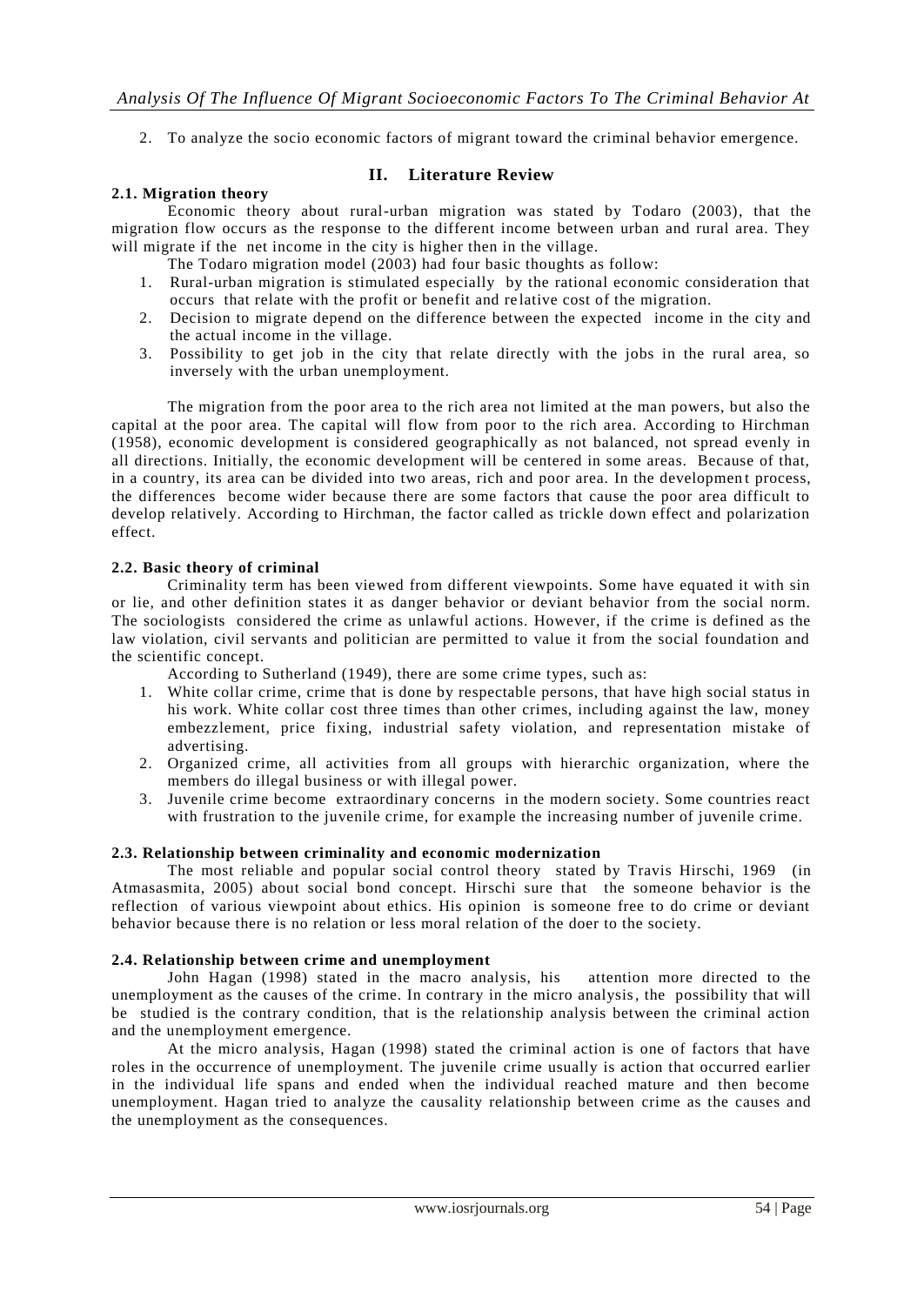2. To analyze the socio economic factors of migrant toward the criminal behavior emergence.

## II. Literature Review

### 2.1. Migration theory

Economic theory about rural-urban migration was stated by Todaro (2003), that the migration flow occurs as the response to the different income between urban and rural area. They will migrate if the net income in the city is higher then in the village.

The Todaro migration model (2003) had four basic thoughts as follow:

1. Rural-urban migration is stimulated especially by the rational economic consideration that occurs that relate with the profit or benefit and relative cost of the migration.
2. Decision to migrate depend on the difference between the expected income in the city and the actual income in the village.
3. Possibility to get job in the city that relate directly with the jobs in the rural area, so inversely with the urban unemployment.

The migration from the poor area to the rich area not limited at the man powers, but also the capital at the poor area. The capital will flow from poor to the rich area. According to Hirchman (1958), economic development is considered geographically as not balanced, not spread evenly in all directions. Initially, the economic development will be centered in some areas. Because of that, in a country, its area can be divided into two areas, rich and poor area. In the development process, the differences become wider because there are some factors that cause the poor area difficult to develop relatively. According to Hirchman, the factor called as trickle down effect and polarization effect.

### 2.2. Basic theory of criminal

Criminality term has been viewed from different viewpoints. Some have equated it with sin or lie, and other definition states it as danger behavior or deviant behavior from the social norm. The sociologists considered the crime as unlawful actions. However, if the crime is defined as the law violation, civil servants and politician are permitted to value it from the social foundation and the scientific concept.

According to Sutherland (1949), there are some crime types, such as:

1. White collar crime, crime that is done by respectable persons, that have high social status in his work. White collar cost three times than other crimes, including against the law, money embezzlement, price fixing, industrial safety violation, and representation mistake of advertising.
2. Organized crime, all activities from all groups with hierarchic organization, where the members do illegal business or with illegal power.
3. Juvenile crime become extraordinary concerns in the modern society. Some countries react with frustration to the juvenile crime, for example the increasing number of juvenile crime.

### 2.3. Relationship between criminality and economic modernization

The most reliable and popular social control theory stated by Travis Hirschi, 1969 (in Atmasasmita, 2005) about social bond concept. Hirschi sure that the someone behavior is the reflection of various viewpoint about ethics. His opinion is someone free to do crime or deviant behavior because there is no relation or less moral relation of the doer to the society.

### 2.4. Relationship between crime and unemployment

John Hagan (1998) stated in the macro analysis, his attention more directed to the unemployment as the causes of the crime. In contrary in the micro analysis, the possibility that will be studied is the contrary condition, that is the relationship analysis between the criminal action and the unemployment emergence.

At the micro analysis, Hagan (1998) stated the criminal action is one of factors that have roles in the occurrence of unemployment. The juvenile crime usually is action that occurred earlier in the individual life spans and ended when the individual reached mature and then become unemployment. Hagan tried to analyze the causality relationship between crime as the causes and the unemployment as the consequences.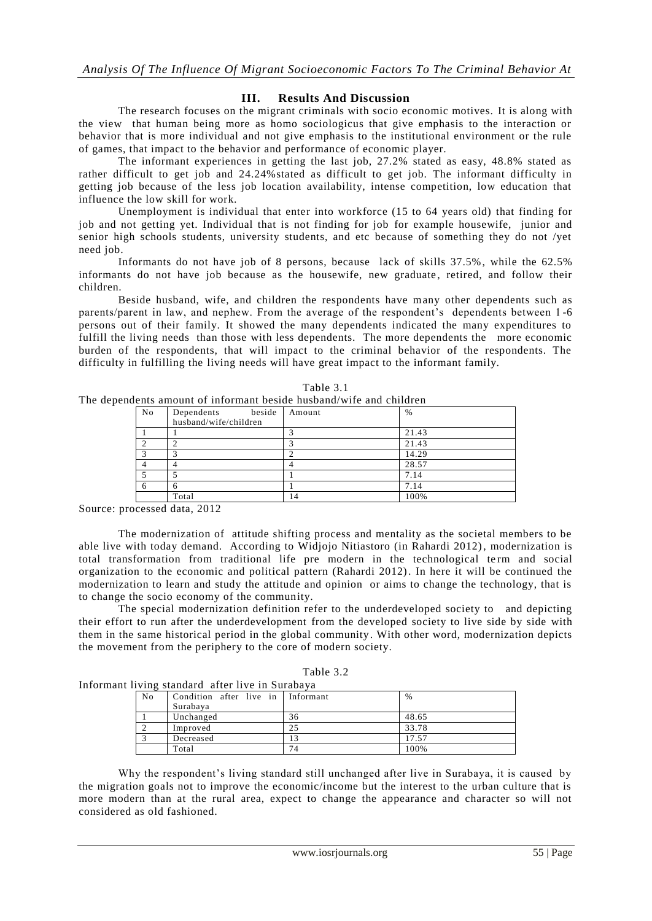## III. Results And Discussion

The research focuses on the migrant criminals with socio economic motives. It is along with the view that human being more as homo sociologicus that give emphasis to the interaction or behavior that is more individual and not give emphasis to the institutional environment or the rule of games, that impact to the behavior and performance of economic player.

The informant experiences in getting the last job, 27.2% stated as easy, 48.8% stated as rather difficult to get job and 24.24%stated as difficult to get job. The informant difficulty in getting job because of the less job location availability, intense competition, low education that influence the low skill for work.

Unemployment is individual that enter into workforce (15 to 64 years old) that finding for job and not getting yet. Individual that is not finding for job for example housewife, junior and senior high schools students, university students, and etc because of something they do not /yet need job.

Informants do not have job of 8 persons, because lack of skills 37.5%, while the 62.5% informants do not have job because as the housewife, new graduate, retired, and follow their children.

Beside husband, wife, and children the respondents have many other dependents such as parents/parent in law, and nephew. From the average of the respondent's dependents between 1-6 persons out of their family. It showed the many dependents indicated the many expenditures to fulfill the living needs than those with less dependents. The more dependents the more economic burden of the respondents, that will impact to the criminal behavior of the respondents. The difficulty in fulfilling the living needs will have great impact to the informant family.

Table 3.1
The dependents amount of informant beside husband/wife and children

| No | Dependents beside husband/wife/children | Amount | % |
|---|---|---|---|
| 1 | 1 | 3 | 21.43 |
| 2 | 2 | 3 | 21.43 |
| 3 | 3 | 2 | 14.29 |
| 4 | 4 | 4 | 28.57 |
| 5 | 5 | 1 | 7.14 |
| 6 | 6 | 1 | 7.14 |
| | Total | 14 | 100% |

Source: processed data, 2012

The modernization of attitude shifting process and mentality as the societal members to be able live with today demand. According to Widjojo Nitiastoro (in Rahardi 2012), modernization is total transformation from traditional life pre modern in the technological term and social organization to the economic and political pattern (Rahardi 2012). In here it will be continued the modernization to learn and study the attitude and opinion or aims to change the technology, that is to change the socio economy of the community.

The special modernization definition refer to the underdeveloped society to and depicting their effort to run after the underdevelopment from the developed society to live side by side with them in the same historical period in the global community. With other word, modernization depicts the movement from the periphery to the core of modern society.

Table 3.2
Informant living standard after live in Surabaya

| No | Condition after live in Surabaya | Informant | % |
|---|---|---|---|
| 1 | Unchanged | 36 | 48.65 |
| 2 | Improved | 25 | 33.78 |
| 3 | Decreased | 13 | 17.57 |
| | Total | 74 | 100% |

Why the respondent's living standard still unchanged after live in Surabaya, it is caused by the migration goals not to improve the economic/income but the interest to the urban culture that is more modern than at the rural area, expect to change the appearance and character so will not considered as old fashioned.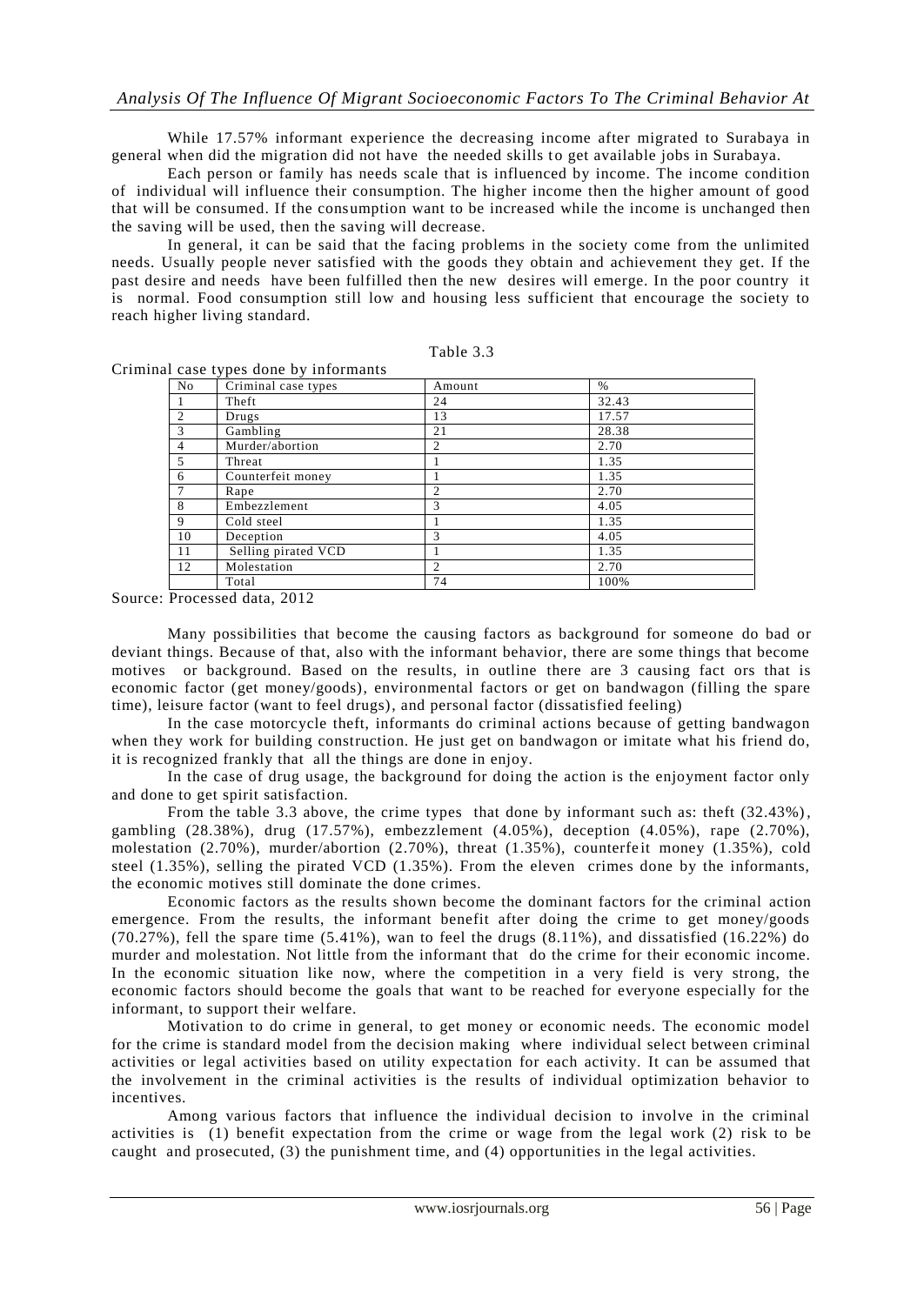While 17.57% informant experience the decreasing income after migrated to Surabaya in general when did the migration did not have the needed skills to get available jobs in Surabaya.

Each person or family has needs scale that is influenced by income. The income condition of individual will influence their consumption. The higher income then the higher amount of good that will be consumed. If the consumption want to be increased while the income is unchanged then the saving will be used, then the saving will decrease.

In general, it can be said that the facing problems in the society come from the unlimited needs. Usually people never satisfied with the goods they obtain and achievement they get. If the past desire and needs have been fulfilled then the new desires will emerge. In the poor country it is normal. Food consumption still low and housing less sufficient that encourage the society to reach higher living standard.

Table 3.3

Criminal case types done by informants

| No | Criminal case types | Amount | % |
|---|---|---|---|
| 1 | Theft | 24 | 32.43 |
| 2 | Drugs | 13 | 17.57 |
| 3 | Gambling | 21 | 28.38 |
| 4 | Murder/abortion | 2 | 2.70 |
| 5 | Threat | 1 | 1.35 |
| 6 | Counterfeit money | 1 | 1.35 |
| 7 | Rape | 2 | 2.70 |
| 8 | Embezzlement | 3 | 4.05 |
| 9 | Cold steel | 1 | 1.35 |
| 10 | Deception | 3 | 4.05 |
| 11 | Selling pirated VCD | 1 | 1.35 |
| 12 | Molestation | 2 | 2.70 |
| | Total | 74 | 100% |

Source: Processed data, 2012

Many possibilities that become the causing factors as background for someone do bad or deviant things. Because of that, also with the informant behavior, there are some things that become motives or background. Based on the results, in outline there are 3 causing fact ors that is economic factor (get money/goods), environmental factors or get on bandwagon (filling the spare time), leisure factor (want to feel drugs), and personal factor (dissatisfied feeling)

In the case motorcycle theft, informants do criminal actions because of getting bandwagon when they work for building construction. He just get on bandwagon or imitate what his friend do, it is recognized frankly that all the things are done in enjoy.

In the case of drug usage, the background for doing the action is the enjoyment factor only and done to get spirit satisfaction.

From the table 3.3 above, the crime types that done by informant such as: theft (32.43%), gambling (28.38%), drug (17.57%), embezzlement (4.05%), deception (4.05%), rape (2.70%), molestation (2.70%), murder/abortion (2.70%), threat (1.35%), counterfeit money (1.35%), cold steel (1.35%), selling the pirated VCD (1.35%). From the eleven crimes done by the informants, the economic motives still dominate the done crimes.

Economic factors as the results shown become the dominant factors for the criminal action emergence. From the results, the informant benefit after doing the crime to get money/goods (70.27%), fell the spare time (5.41%), wan to feel the drugs (8.11%), and dissatisfied (16.22%) do murder and molestation. Not little from the informant that do the crime for their economic income. In the economic situation like now, where the competition in a very field is very strong, the economic factors should become the goals that want to be reached for everyone especially for the informant, to support their welfare.

Motivation to do crime in general, to get money or economic needs. The economic model for the crime is standard model from the decision making where individual select between criminal activities or legal activities based on utility expectation for each activity. It can be assumed that the involvement in the criminal activities is the results of individual optimization behavior to incentives.

Among various factors that influence the individual decision to involve in the criminal activities is (1) benefit expectation from the crime or wage from the legal work (2) risk to be caught and prosecuted, (3) the punishment time, and (4) opportunities in the legal activities.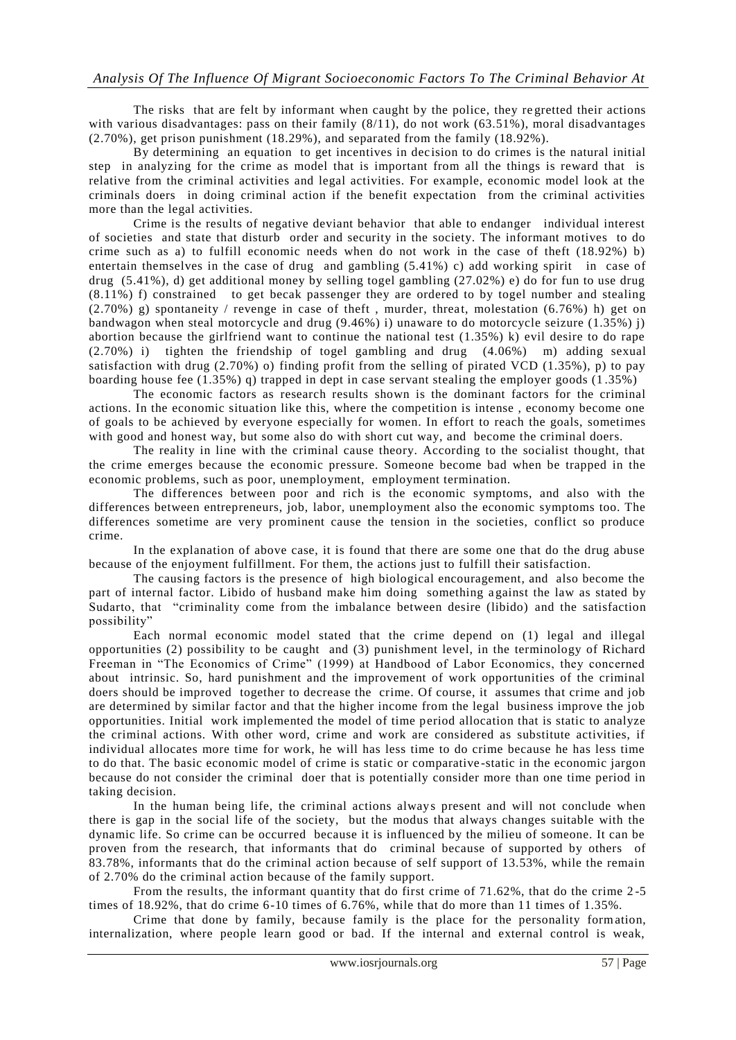The risks that are felt by informant when caught by the police, they regretted their actions with various disadvantages: pass on their family (8/11), do not work (63.51%), moral disadvantages (2.70%), get prison punishment (18.29%), and separated from the family (18.92%).

By determining an equation to get incentives in decision to do crimes is the natural initial step in analyzing for the crime as model that is important from all the things is reward that is relative from the criminal activities and legal activities. For example, economic model look at the criminals doers in doing criminal action if the benefit expectation from the criminal activities more than the legal activities.

Crime is the results of negative deviant behavior that able to endanger individual interest of societies and state that disturb order and security in the society. The informant motives to do crime such as a) to fulfill economic needs when do not work in the case of theft (18.92%) b) entertain themselves in the case of drug and gambling (5.41%) c) add working spirit in case of drug (5.41%), d) get additional money by selling togel gambling (27.02%) e) do for fun to use drug (8.11%) f) constrained to get becak passenger they are ordered to by togel number and stealing (2.70%) g) spontaneity / revenge in case of theft , murder, threat, molestation (6.76%) h) get on bandwagon when steal motorcycle and drug (9.46%) i) unaware to do motorcycle seizure (1.35%) j) abortion because the girlfriend want to continue the national test (1.35%) k) evil desire to do rape (2.70%) i) tighten the friendship of togel gambling and drug (4.06%) m) adding sexual satisfaction with drug (2.70%) o) finding profit from the selling of pirated VCD (1.35%), p) to pay boarding house fee (1.35%) q) trapped in dept in case servant stealing the employer goods (1.35%)

The economic factors as research results shown is the dominant factors for the criminal actions. In the economic situation like this, where the competition is intense , economy become one of goals to be achieved by everyone especially for women. In effort to reach the goals, sometimes with good and honest way, but some also do with short cut way, and become the criminal doers.

The reality in line with the criminal cause theory. According to the socialist thought, that the crime emerges because the economic pressure. Someone become bad when be trapped in the economic problems, such as poor, unemployment, employment termination.

The differences between poor and rich is the economic symptoms, and also with the differences between entrepreneurs, job, labor, unemployment also the economic symptoms too. The differences sometime are very prominent cause the tension in the societies, conflict so produce crime.

In the explanation of above case, it is found that there are some one that do the drug abuse because of the enjoyment fulfillment. For them, the actions just to fulfill their satisfaction.

The causing factors is the presence of high biological encouragement, and also become the part of internal factor. Libido of husband make him doing something against the law as stated by Sudarto, that "criminality come from the imbalance between desire (libido) and the satisfaction possibility"

Each normal economic model stated that the crime depend on (1) legal and illegal opportunities (2) possibility to be caught and (3) punishment level, in the terminology of Richard Freeman in "The Economics of Crime" (1999) at Handbood of Labor Economics, they concerned about intrinsic. So, hard punishment and the improvement of work opportunities of the criminal doers should be improved together to decrease the crime. Of course, it assumes that crime and job are determined by similar factor and that the higher income from the legal business improve the job opportunities. Initial work implemented the model of time period allocation that is static to analyze the criminal actions. With other word, crime and work are considered as substitute activities, if individual allocates more time for work, he will has less time to do crime because he has less time to do that. The basic economic model of crime is static or comparative-static in the economic jargon because do not consider the criminal doer that is potentially consider more than one time period in taking decision.

In the human being life, the criminal actions always present and will not conclude when there is gap in the social life of the society, but the modus that always changes suitable with the dynamic life. So crime can be occurred because it is influenced by the milieu of someone. It can be proven from the research, that informants that do criminal because of supported by others of 83.78%, informants that do the criminal action because of self support of 13.53%, while the remain of 2.70% do the criminal action because of the family support.

From the results, the informant quantity that do first crime of 71.62%, that do the crime 2-5 times of 18.92%, that do crime 6-10 times of 6.76%, while that do more than 11 times of 1.35%.

Crime that done by family, because family is the place for the personality formation, internalization, where people learn good or bad. If the internal and external control is weak,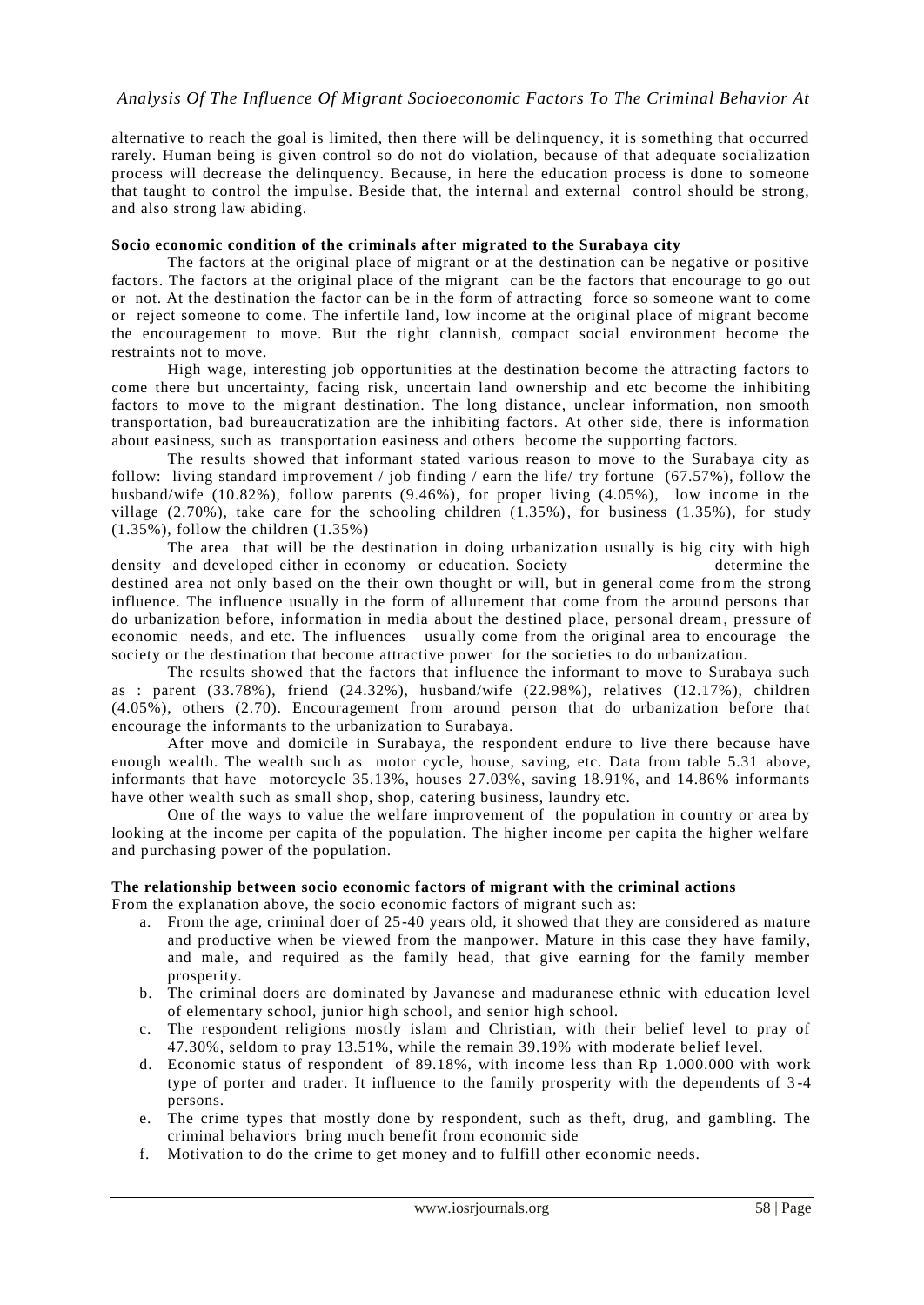alternative to reach the goal is limited, then there will be delinquency, it is something that occurred rarely. Human being is given control so do not do violation, because of that adequate socialization process will decrease the delinquency. Because, in here the education process is done to someone that taught to control the impulse. Beside that, the internal and external control should be strong, and also strong law abiding.

**Socio economic condition of the criminals after migrated to the Surabaya city**

The factors at the original place of migrant or at the destination can be negative or positive factors. The factors at the original place of the migrant can be the factors that encourage to go out or not. At the destination the factor can be in the form of attracting force so someone want to come or reject someone to come. The infertile land, low income at the original place of migrant become the encouragement to move. But the tight clannish, compact social environment become the restraints not to move.

High wage, interesting job opportunities at the destination become the attracting factors to come there but uncertainty, facing risk, uncertain land ownership and etc become the inhibiting factors to move to the migrant destination. The long distance, unclear information, non smooth transportation, bad bureaucratization are the inhibiting factors. At other side, there is information about easiness, such as transportation easiness and others become the supporting factors.

The results showed that informant stated various reason to move to the Surabaya city as follow: living standard improvement / job finding / earn the life/ try fortune (67.57%), follow the husband/wife (10.82%), follow parents (9.46%), for proper living (4.05%), low income in the village (2.70%), take care for the schooling children (1.35%), for business (1.35%), for study (1.35%), follow the children (1.35%)

The area that will be the destination in doing urbanization usually is big city with high density and developed either in economy or education. Society determine the destined area not only based on the their own thought or will, but in general come from the strong influence. The influence usually in the form of allurement that come from the around persons that do urbanization before, information in media about the destined place, personal dream, pressure of economic needs, and etc. The influences usually come from the original area to encourage the society or the destination that become attractive power for the societies to do urbanization.

The results showed that the factors that influence the informant to move to Surabaya such as : parent (33.78%), friend (24.32%), husband/wife (22.98%), relatives (12.17%), children (4.05%), others (2.70). Encouragement from around person that do urbanization before that encourage the informants to the urbanization to Surabaya.

After move and domicile in Surabaya, the respondent endure to live there because have enough wealth. The wealth such as motor cycle, house, saving, etc. Data from table 5.31 above, informants that have motorcycle 35.13%, houses 27.03%, saving 18.91%, and 14.86% informants have other wealth such as small shop, shop, catering business, laundry etc.

One of the ways to value the welfare improvement of the population in country or area by looking at the income per capita of the population. The higher income per capita the higher welfare and purchasing power of the population.

**The relationship between socio economic factors of migrant with the criminal actions**

From the explanation above, the socio economic factors of migrant such as:

a. From the age, criminal doer of 25-40 years old, it showed that they are considered as mature and productive when be viewed from the manpower. Mature in this case they have family, and male, and required as the family head, that give earning for the family member prosperity.
b. The criminal doers are dominated by Javanese and maduranese ethnic with education level of elementary school, junior high school, and senior high school.
c. The respondent religions mostly islam and Christian, with their belief level to pray of 47.30%, seldom to pray 13.51%, while the remain 39.19% with moderate belief level.
d. Economic status of respondent of 89.18%, with income less than Rp 1.000.000 with work type of porter and trader. It influence to the family prosperity with the dependents of 3-4 persons.
e. The crime types that mostly done by respondent, such as theft, drug, and gambling. The criminal behaviors bring much benefit from economic side
f. Motivation to do the crime to get money and to fulfill other economic needs.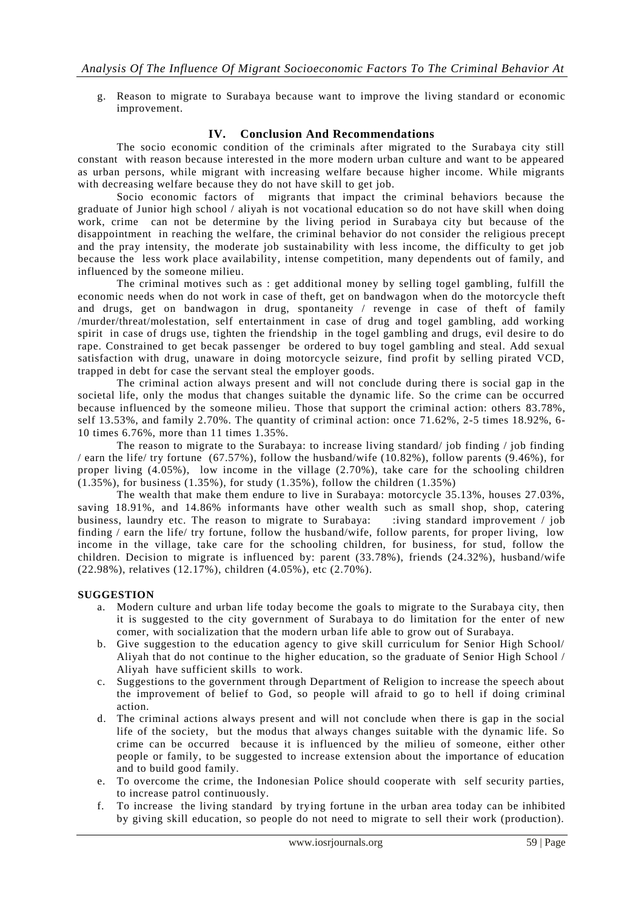g. Reason to migrate to Surabaya because want to improve the living standard or economic improvement.

## IV. Conclusion And Recommendations

The socio economic condition of the criminals after migrated to the Surabaya city still constant with reason because interested in the more modern urban culture and want to be appeared as urban persons, while migrant with increasing welfare because higher income. While migrants with decreasing welfare because they do not have skill to get job.

Socio economic factors of migrants that impact the criminal behaviors because the graduate of Junior high school / aliyah is not vocational education so do not have skill when doing work, crime can not be determine by the living period in Surabaya city but because of the disappointment in reaching the welfare, the criminal behavior do not consider the religious precept and the pray intensity, the moderate job sustainability with less income, the difficulty to get job because the less work place availability, intense competition, many dependents out of family, and influenced by the someone milieu.

The criminal motives such as : get additional money by selling togel gambling, fulfill the economic needs when do not work in case of theft, get on bandwagon when do the motorcycle theft and drugs, get on bandwagon in drug, spontaneity / revenge in case of theft of family /murder/threat/molestation, self entertainment in case of drug and togel gambling, add working spirit in case of drugs use, tighten the friendship in the togel gambling and drugs, evil desire to do rape. Constrained to get becak passenger be ordered to buy togel gambling and steal. Add sexual satisfaction with drug, unaware in doing motorcycle seizure, find profit by selling pirated VCD, trapped in debt for case the servant steal the employer goods.

The criminal action always present and will not conclude during there is social gap in the societal life, only the modus that changes suitable the dynamic life. So the crime can be occurred because influenced by the someone milieu. Those that support the criminal action: others 83.78%, self 13.53%, and family 2.70%. The quantity of criminal action: once 71.62%, 2-5 times 18.92%, 6-10 times 6.76%, more than 11 times 1.35%.

The reason to migrate to the Surabaya: to increase living standard/ job finding / job finding / earn the life/ try fortune (67.57%), follow the husband/wife (10.82%), follow parents (9.46%), for proper living (4.05%), low income in the village (2.70%), take care for the schooling children (1.35%), for business (1.35%), for study (1.35%), follow the children (1.35%)

The wealth that make them endure to live in Surabaya: motorcycle 35.13%, houses 27.03%, saving 18.91%, and 14.86% informants have other wealth such as small shop, shop, catering business, laundry etc. The reason to migrate to Surabaya: :iving standard improvement / job finding / earn the life/ try fortune, follow the husband/wife, follow parents, for proper living, low income in the village, take care for the schooling children, for business, for stud, follow the children. Decision to migrate is influenced by: parent (33.78%), friends (24.32%), husband/wife (22.98%), relatives (12.17%), children (4.05%), etc (2.70%).

**SUGGESTION**

a. Modern culture and urban life today become the goals to migrate to the Surabaya city, then it is suggested to the city government of Surabaya to do limitation for the enter of new comer, with socialization that the modern urban life able to grow out of Surabaya.
b. Give suggestion to the education agency to give skill curriculum for Senior High School/ Aliyah that do not continue to the higher education, so the graduate of Senior High School / Aliyah have sufficient skills to work.
c. Suggestions to the government through Department of Religion to increase the speech about the improvement of belief to God, so people will afraid to go to hell if doing criminal action.
d. The criminal actions always present and will not conclude when there is gap in the social life of the society, but the modus that always changes suitable with the dynamic life. So crime can be occurred because it is influenced by the milieu of someone, either other people or family, to be suggested to increase extension about the importance of education and to build good family.
e. To overcome the crime, the Indonesian Police should cooperate with self security parties, to increase patrol continuously.
f. To increase the living standard by trying fortune in the urban area today can be inhibited by giving skill education, so people do not need to migrate to sell their work (production).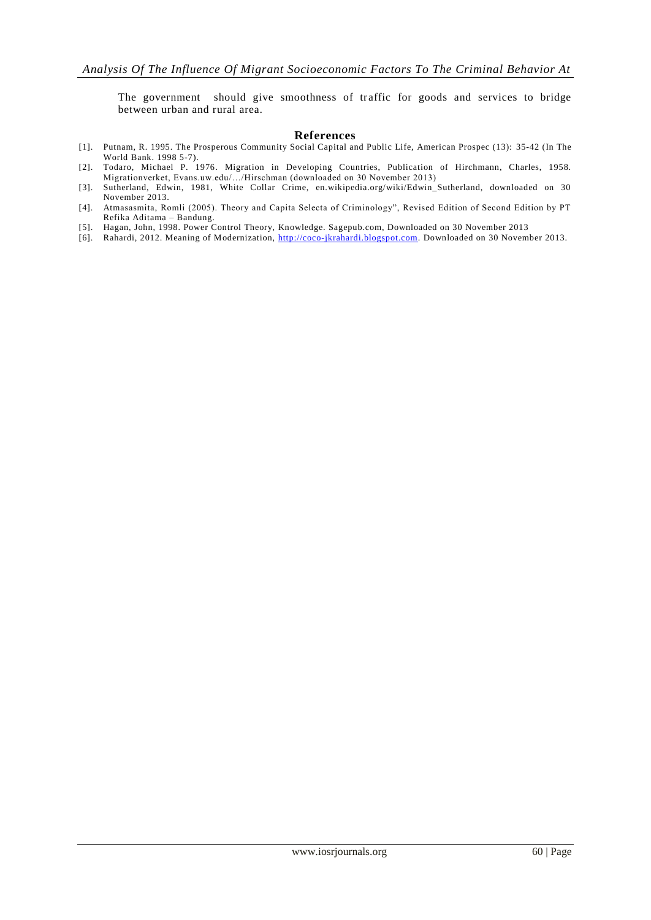The government should give smoothness of traffic for goods and services to bridge between urban and rural area.

## References

[1]. Putnam, R. 1995. The Prosperous Community Social Capital and Public Life, American Prospec (13): 35-42 (In The World Bank. 1998 5-7).

[2]. Todaro, Michael P. 1976. Migration in Developing Countries, Publication of Hirchmann, Charles, 1958. Migrationverket, Evans.uw.edu/…/Hirschman (downloaded on 30 November 2013)

[3]. Sutherland, Edwin, 1981, White Collar Crime, en.wikipedia.org/wiki/Edwin_Sutherland, downloaded on 30 November 2013.

[4]. Atmasasmita, Romli (2005). Theory and Capita Selecta of Criminology", Revised Edition of Second Edition by PT Refika Aditama – Bandung.

[5]. Hagan, John, 1998. Power Control Theory, Knowledge. Sagepub.com, Downloaded on 30 November 2013

[6]. Rahardi, 2012. Meaning of Modernization, http://coco-jkrahardi.blogspot.com. Downloaded on 30 November 2013.